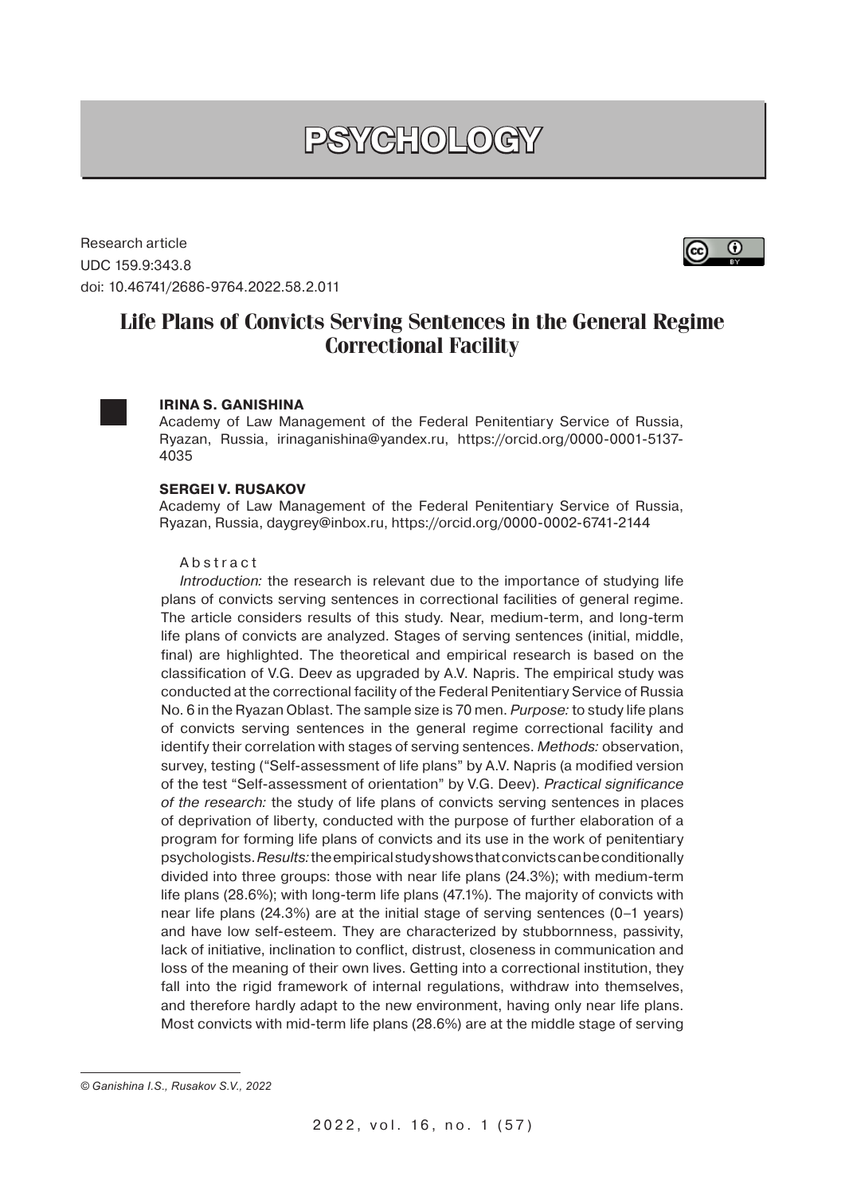# PSYCHOLOGY

Research article
UDC 159.9:343.8
doi: 10.46741/2686-9764.2022.58.2.011

## Life Plans of Convicts Serving Sentences in the General Regime Correctional Facility

**IRINA S. GANISHINA**
Academy of Law Management of the Federal Penitentiary Service of Russia, Ryazan, Russia, irinaganishina@yandex.ru, https://orcid.org/0000-0001-5137-4035

**SERGEI V. RUSAKOV**
Academy of Law Management of the Federal Penitentiary Service of Russia, Ryazan, Russia, daygrey@inbox.ru, https://orcid.org/0000-0002-6741-2144

Abstract

*Introduction:* the research is relevant due to the importance of studying life plans of convicts serving sentences in correctional facilities of general regime. The article considers results of this study. Near, medium-term, and long-term life plans of convicts are analyzed. Stages of serving sentences (initial, middle, final) are highlighted. The theoretical and empirical research is based on the classification of V.G. Deev as upgraded by A.V. Napris. The empirical study was conducted at the correctional facility of the Federal Penitentiary Service of Russia No. 6 in the Ryazan Oblast. The sample size is 70 men. *Purpose:* to study life plans of convicts serving sentences in the general regime correctional facility and identify their correlation with stages of serving sentences. *Methods:* observation, survey, testing ("Self-assessment of life plans" by A.V. Napris (a modified version of the test "Self-assessment of orientation" by V.G. Deev). *Practical significance of the research:* the study of life plans of convicts serving sentences in places of deprivation of liberty, conducted with the purpose of further elaboration of a program for forming life plans of convicts and its use in the work of penitentiary psychologists. *Results:* the empirical study shows that convicts can be conditionally divided into three groups: those with near life plans (24.3%); with medium-term life plans (28.6%); with long-term life plans (47.1%). The majority of convicts with near life plans (24.3%) are at the initial stage of serving sentences (0–1 years) and have low self-esteem. They are characterized by stubbornness, passivity, lack of initiative, inclination to conflict, distrust, closeness in communication and loss of the meaning of their own lives. Getting into a correctional institution, they fall into the rigid framework of internal regulations, withdraw into themselves, and therefore hardly adapt to the new environment, having only near life plans. Most convicts with mid-term life plans (28.6%) are at the middle stage of serving

*© Ganishina I.S., Rusakov S.V., 2022*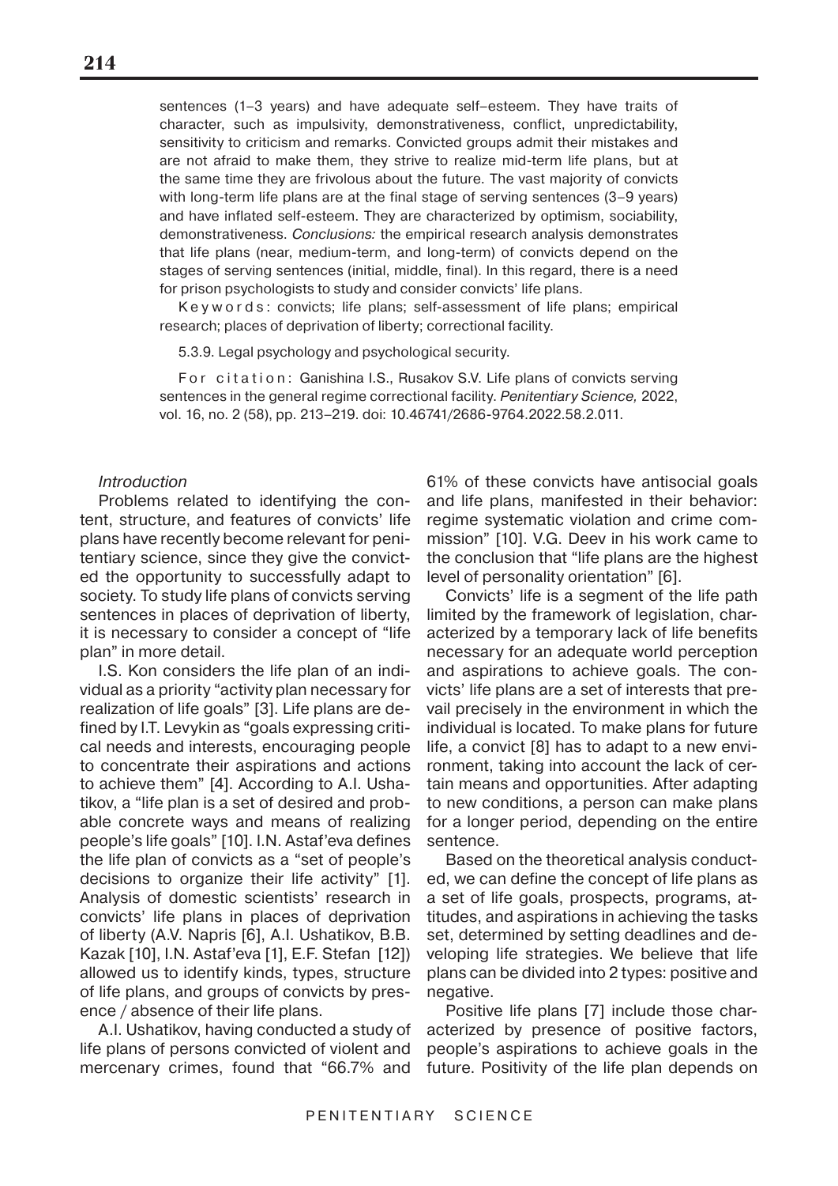sentences (1–3 years) and have adequate self–esteem. They have traits of character, such as impulsivity, demonstrativeness, conflict, unpredictability, sensitivity to criticism and remarks. Convicted groups admit their mistakes and are not afraid to make them, they strive to realize mid-term life plans, but at the same time they are frivolous about the future. The vast majority of convicts with long-term life plans are at the final stage of serving sentences (3–9 years) and have inflated self-esteem. They are characterized by optimism, sociability, demonstrativeness. *Conclusions:* the empirical research analysis demonstrates that life plans (near, medium-term, and long-term) of convicts depend on the stages of serving sentences (initial, middle, final). In this regard, there is a need for prison psychologists to study and consider convicts' life plans.

Keywords: convicts; life plans; self-assessment of life plans; empirical research; places of deprivation of liberty; correctional facility.

5.3.9. Legal psychology and psychological security.

For citation: Ganishina I.S., Rusakov S.V. Life plans of convicts serving sentences in the general regime correctional facility. *Penitentiary Science,* 2022, vol. 16, no. 2 (58), pp. 213–219. doi: 10.46741/2686-9764.2022.58.2.011.

*Introduction*

Problems related to identifying the content, structure, and features of convicts' life plans have recently become relevant for penitentiary science, since they give the convicted the opportunity to successfully adapt to society. To study life plans of convicts serving sentences in places of deprivation of liberty, it is necessary to consider a concept of "life plan" in more detail.

I.S. Kon considers the life plan of an individual as a priority "activity plan necessary for realization of life goals" [3]. Life plans are defined by I.T. Levykin as "goals expressing critical needs and interests, encouraging people to concentrate their aspirations and actions to achieve them" [4]. According to A.I. Ushatikov, a "life plan is a set of desired and probable concrete ways and means of realizing people's life goals" [10]. I.N. Astaf'eva defines the life plan of convicts as a "set of people's decisions to organize their life activity" [1]. Analysis of domestic scientists' research in convicts' life plans in places of deprivation of liberty (A.V. Napris [6], A.I. Ushatikov, B.B. Kazak [10], I.N. Astaf'eva [1], E.F. Stefan [12]) allowed us to identify kinds, types, structure of life plans, and groups of convicts by presence / absence of their life plans.

A.I. Ushatikov, having conducted a study of life plans of persons convicted of violent and mercenary crimes, found that "66.7% and 61% of these convicts have antisocial goals and life plans, manifested in their behavior: regime systematic violation and crime commission" [10]. V.G. Deev in his work came to the conclusion that "life plans are the highest level of personality orientation" [6].

Convicts' life is a segment of the life path limited by the framework of legislation, characterized by a temporary lack of life benefits necessary for an adequate world perception and aspirations to achieve goals. The convicts' life plans are a set of interests that prevail precisely in the environment in which the individual is located. To make plans for future life, a convict [8] has to adapt to a new environment, taking into account the lack of certain means and opportunities. After adapting to new conditions, a person can make plans for a longer period, depending on the entire sentence.

Based on the theoretical analysis conducted, we can define the concept of life plans as a set of life goals, prospects, programs, attitudes, and aspirations in achieving the tasks set, determined by setting deadlines and developing life strategies. We believe that life plans can be divided into 2 types: positive and negative.

Positive life plans [7] include those characterized by presence of positive factors, people's aspirations to achieve goals in the future. Positivity of the life plan depends on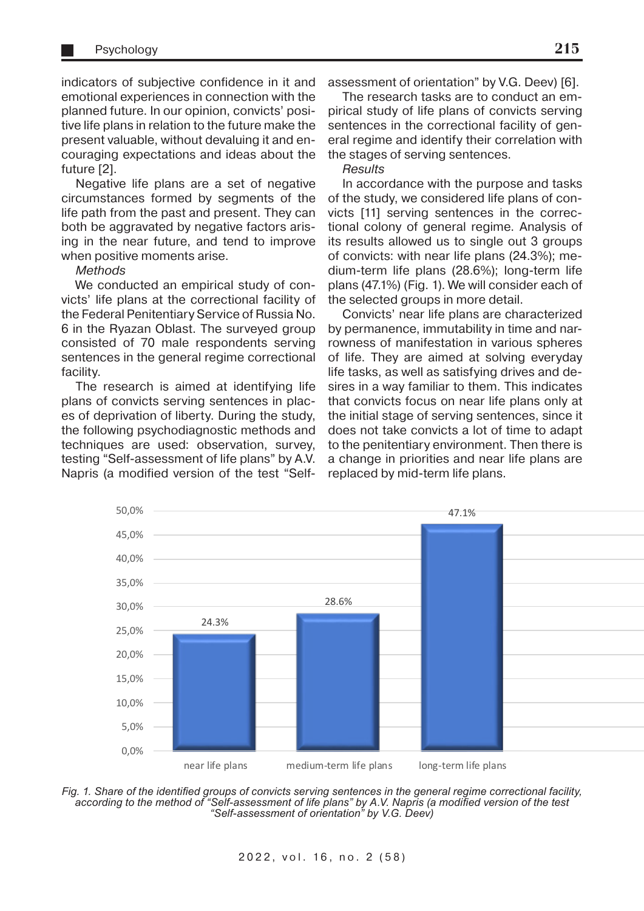indicators of subjective confidence in it and emotional experiences in connection with the planned future. In our opinion, convicts' positive life plans in relation to the future make the present valuable, without devaluing it and encouraging expectations and ideas about the future [2].

Negative life plans are a set of negative circumstances formed by segments of the life path from the past and present. They can both be aggravated by negative factors arising in the near future, and tend to improve when positive moments arise.

*Methods*

We conducted an empirical study of convicts' life plans at the correctional facility of the Federal Penitentiary Service of Russia No. 6 in the Ryazan Oblast. The surveyed group consisted of 70 male respondents serving sentences in the general regime correctional facility.

The research is aimed at identifying life plans of convicts serving sentences in places of deprivation of liberty. During the study, the following psychodiagnostic methods and techniques are used: observation, survey, testing "Self-assessment of life plans" by A.V. Napris (a modified version of the test "Self-assessment of orientation" by V.G. Deev) [6].

The research tasks are to conduct an empirical study of life plans of convicts serving sentences in the correctional facility of general regime and identify their correlation with the stages of serving sentences.

*Results*

In accordance with the purpose and tasks of the study, we considered life plans of convicts [11] serving sentences in the correctional colony of general regime. Analysis of its results allowed us to single out 3 groups of convicts: with near life plans (24.3%); medium-term life plans (28.6%); long-term life plans (47.1%) (Fig. 1). We will consider each of the selected groups in more detail.

Convicts' near life plans are characterized by permanence, immutability in time and narrowness of manifestation in various spheres of life. They are aimed at solving everyday life tasks, as well as satisfying drives and desires in a way familiar to them. This indicates that convicts focus on near life plans only at the initial stage of serving sentences, since it does not take convicts a lot of time to adapt to the penitentiary environment. Then there is a change in priorities and near life plans are replaced by mid-term life plans.

| Group | Share |
|---|---|
| near life plans | 24.3% |
| medium-term life plans | 28.6% |
| long-term life plans | 47.1% |

*Fig. 1. Share of the identified groups of convicts serving sentences in the general regime correctional facility, according to the method of "Self-assessment of life plans" by A.V. Napris (a modified version of the test "Self-assessment of orientation" by V.G. Deev)*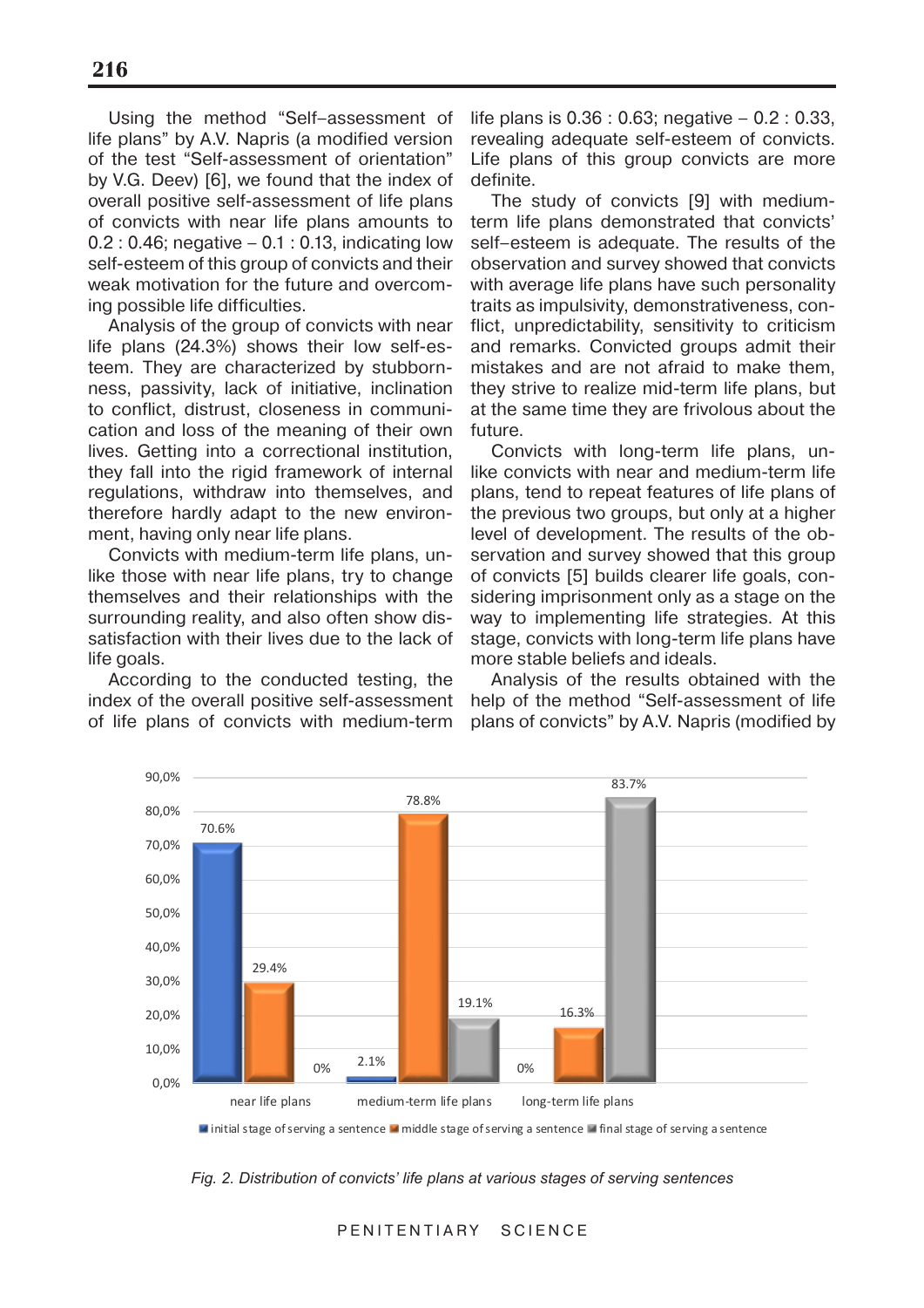Using the method "Self–assessment of life plans" by A.V. Napris (a modified version of the test "Self-assessment of orientation" by V.G. Deev) [6], we found that the index of overall positive self-assessment of life plans of convicts with near life plans amounts to 0.2 : 0.46; negative – 0.1 : 0.13, indicating low self-esteem of this group of convicts and their weak motivation for the future and overcoming possible life difficulties.

Analysis of the group of convicts with near life plans (24.3%) shows their low self-esteem. They are characterized by stubbornness, passivity, lack of initiative, inclination to conflict, distrust, closeness in communication and loss of the meaning of their own lives. Getting into a correctional institution, they fall into the rigid framework of internal regulations, withdraw into themselves, and therefore hardly adapt to the new environment, having only near life plans.

Convicts with medium-term life plans, unlike those with near life plans, try to change themselves and their relationships with the surrounding reality, and also often show dissatisfaction with their lives due to the lack of life goals.

According to the conducted testing, the index of the overall positive self-assessment of life plans of convicts with medium-term life plans is 0.36 : 0.63; negative – 0.2 : 0.33, revealing adequate self-esteem of convicts. Life plans of this group convicts are more definite.

The study of convicts [9] with medium-term life plans demonstrated that convicts' self–esteem is adequate. The results of the observation and survey showed that convicts with average life plans have such personality traits as impulsivity, demonstrativeness, conflict, unpredictability, sensitivity to criticism and remarks. Convicted groups admit their mistakes and are not afraid to make them, they strive to realize mid-term life plans, but at the same time they are frivolous about the future.

Convicts with long-term life plans, unlike convicts with near and medium-term life plans, tend to repeat features of life plans of the previous two groups, but only at a higher level of development. The results of the observation and survey showed that this group of convicts [5] builds clearer life goals, considering imprisonment only as a stage on the way to implementing life strategies. At this stage, convicts with long-term life plans have more stable beliefs and ideals.

Analysis of the results obtained with the help of the method "Self-assessment of life plans of convicts" by A.V. Napris (modified by

| | initial stage of serving a sentence | middle stage of serving a sentence | final stage of serving a sentence |
|---|---|---|---|
| near life plans | 70.6% | 29.4% | 0% |
| medium-term life plans | 2.1% | 78.8% | 19.1% |
| long-term life plans | 0% | 16.3% | 83.7% |

*Fig. 2. Distribution of convicts' life plans at various stages of serving sentences*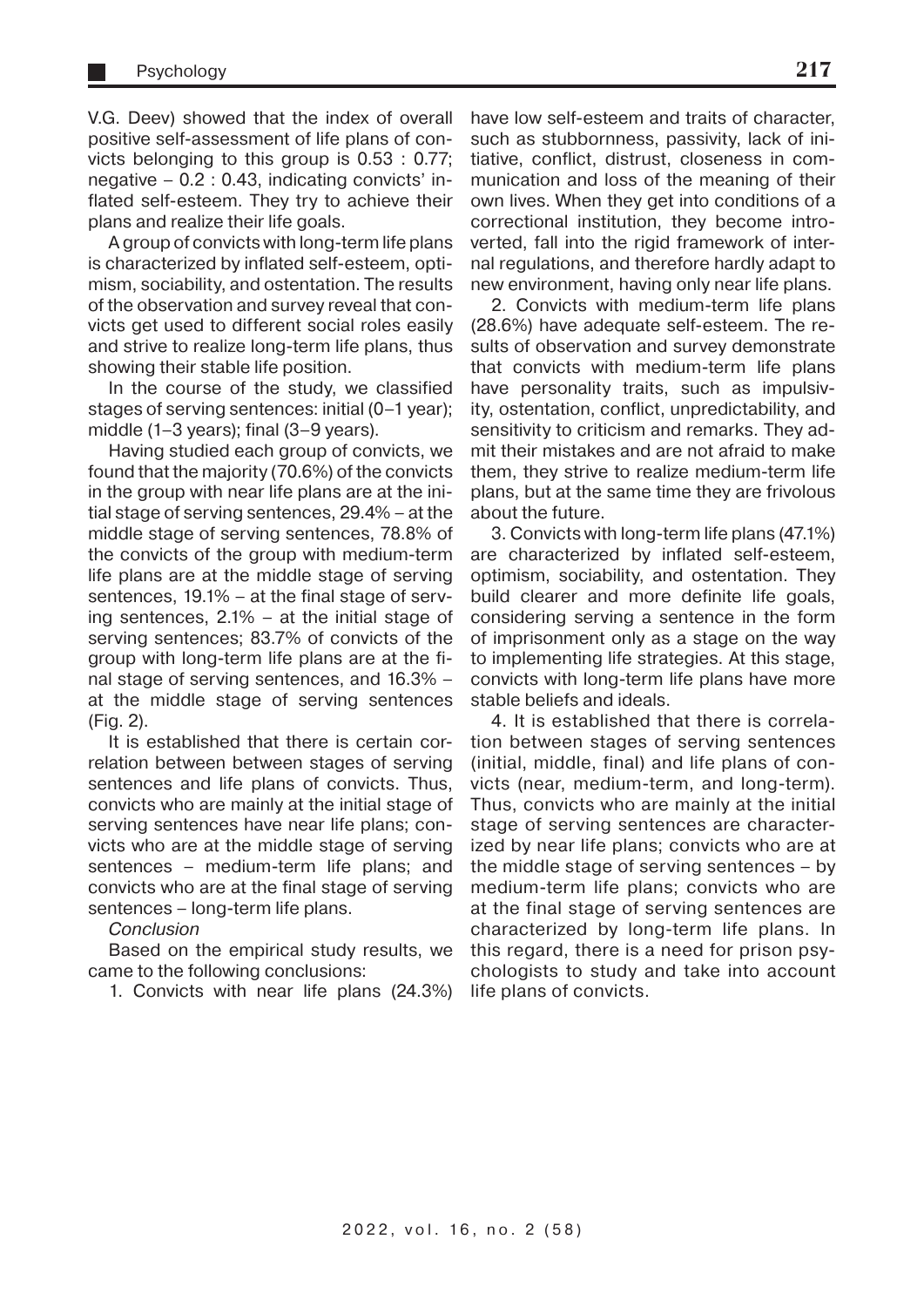V.G. Deev) showed that the index of overall positive self-assessment of life plans of convicts belonging to this group is 0.53 : 0.77; negative – 0.2 : 0.43, indicating convicts' inflated self-esteem. They try to achieve their plans and realize their life goals.

A group of convicts with long-term life plans is characterized by inflated self-esteem, optimism, sociability, and ostentation. The results of the observation and survey reveal that convicts get used to different social roles easily and strive to realize long-term life plans, thus showing their stable life position.

In the course of the study, we classified stages of serving sentences: initial (0–1 year); middle (1–3 years); final (3–9 years).

Having studied each group of convicts, we found that the majority (70.6%) of the convicts in the group with near life plans are at the initial stage of serving sentences, 29.4% – at the middle stage of serving sentences, 78.8% of the convicts of the group with medium-term life plans are at the middle stage of serving sentences, 19.1% – at the final stage of serving sentences, 2.1% – at the initial stage of serving sentences; 83.7% of convicts of the group with long-term life plans are at the final stage of serving sentences, and 16.3% – at the middle stage of serving sentences (Fig. 2).

It is established that there is certain correlation between between stages of serving sentences and life plans of convicts. Thus, convicts who are mainly at the initial stage of serving sentences have near life plans; convicts who are at the middle stage of serving sentences – medium-term life plans; and convicts who are at the final stage of serving sentences – long-term life plans.

*Conclusion*

Based on the empirical study results, we came to the following conclusions:

1. Convicts with near life plans (24.3%) have low self-esteem and traits of character, such as stubbornness, passivity, lack of initiative, conflict, distrust, closeness in communication and loss of the meaning of their own lives. When they get into conditions of a correctional institution, they become introverted, fall into the rigid framework of internal regulations, and therefore hardly adapt to new environment, having only near life plans.

2. Convicts with medium-term life plans (28.6%) have adequate self-esteem. The results of observation and survey demonstrate that convicts with medium-term life plans have personality traits, such as impulsivity, ostentation, conflict, unpredictability, and sensitivity to criticism and remarks. They admit their mistakes and are not afraid to make them, they strive to realize medium-term life plans, but at the same time they are frivolous about the future.

3. Convicts with long-term life plans (47.1%) are characterized by inflated self-esteem, optimism, sociability, and ostentation. They build clearer and more definite life goals, considering serving a sentence in the form of imprisonment only as a stage on the way to implementing life strategies. At this stage, convicts with long-term life plans have more stable beliefs and ideals.

4. It is established that there is correlation between stages of serving sentences (initial, middle, final) and life plans of convicts (near, medium-term, and long-term). Thus, convicts who are mainly at the initial stage of serving sentences are characterized by near life plans; convicts who are at the middle stage of serving sentences – by medium-term life plans; convicts who are at the final stage of serving sentences are characterized by long-term life plans. In this regard, there is a need for prison psychologists to study and take into account life plans of convicts.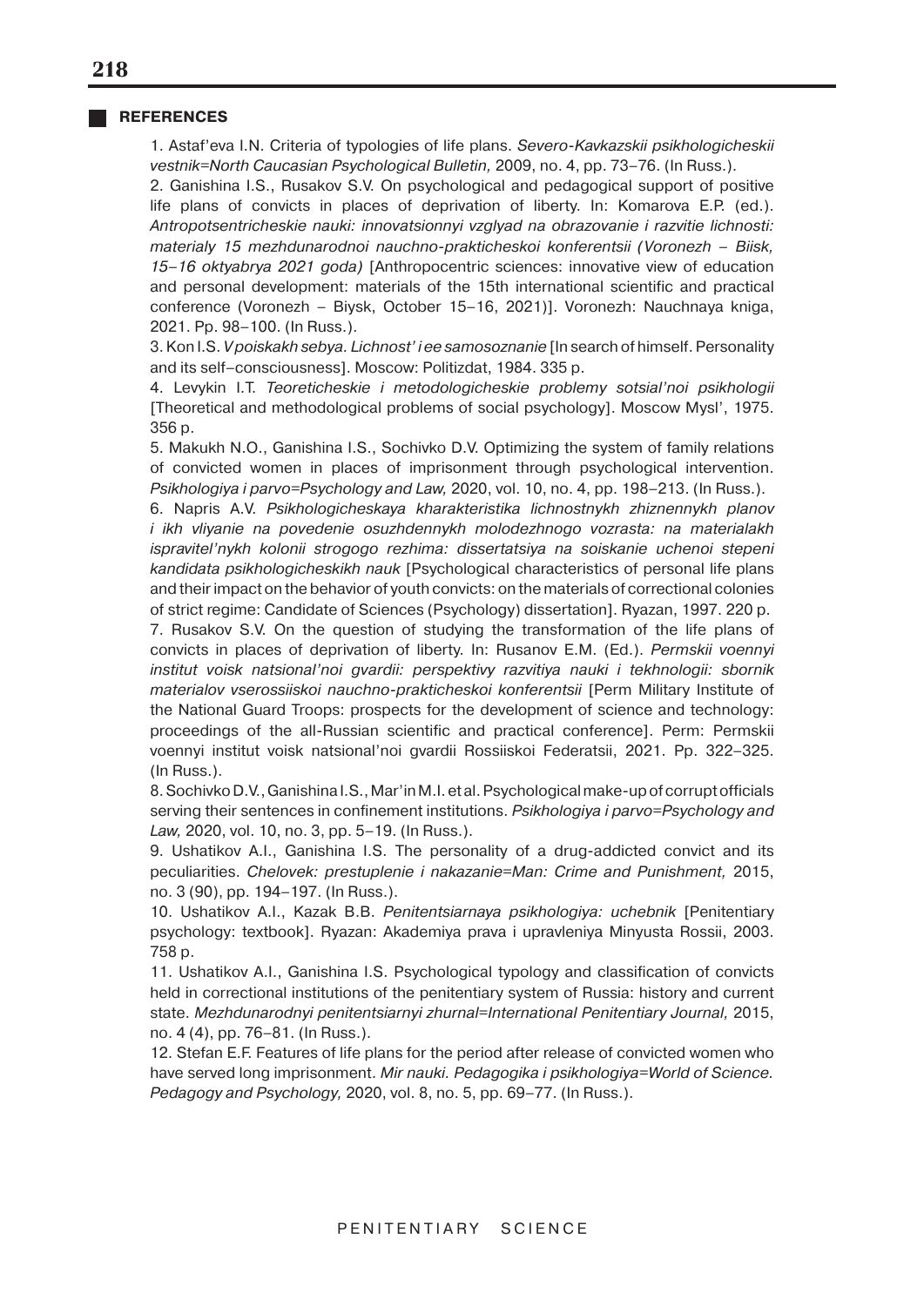## REFERENCES

1. Astaf'eva I.N. Criteria of typologies of life plans. *Severo-Kavkazskii psikhologicheskii vestnik=North Caucasian Psychological Bulletin,* 2009, no. 4, pp. 73–76. (In Russ.).

2. Ganishina I.S., Rusakov S.V. On psychological and pedagogical support of positive life plans of convicts in places of deprivation of liberty. In: Komarova E.P. (ed.). *Antropotsentricheskie nauki: innovatsionnyi vzglyad na obrazovanie i razvitie lichnosti: materialy 15 mezhdunarodnoi nauchno-prakticheskoi konferentsii (Voronezh – Biisk, 15–16 oktyabrya 2021 goda)* [Anthropocentric sciences: innovative view of education and personal development: materials of the 15th international scientific and practical conference (Voronezh – Biysk, October 15–16, 2021)]. Voronezh: Nauchnaya kniga, 2021. Pp. 98–100. (In Russ.).

3. Kon I.S. *V poiskakh sebya. Lichnost' i ee samosoznanie* [In search of himself. Personality and its self–consciousness]. Moscow: Politizdat, 1984. 335 p.

4. Levykin I.T. *Teoreticheskie i metodologicheskie problemy sotsial'noi psikhologii* [Theoretical and methodological problems of social psychology]. Moscow Mysl', 1975. 356 p.

5. Makukh N.O., Ganishina I.S., Sochivko D.V. Optimizing the system of family relations of convicted women in places of imprisonment through psychological intervention. *Psikhologiya i parvo=Psychology and Law,* 2020, vol. 10, no. 4, pp. 198–213. (In Russ.).

6. Napris A.V. *Psikhologicheskaya kharakteristika lichnostnykh zhiznennykh planov i ikh vliyanie na povedenie osuzhdennykh molodezhnogo vozrasta: na materialakh ispravitel'nykh kolonii strogogo rezhima: dissertatsiya na soiskanie uchenoi stepeni kandidata psikhologicheskikh nauk* [Psychological characteristics of personal life plans and their impact on the behavior of youth convicts: on the materials of correctional colonies of strict regime: Candidate of Sciences (Psychology) dissertation]. Ryazan, 1997. 220 p.

7. Rusakov S.V. On the question of studying the transformation of the life plans of convicts in places of deprivation of liberty. In: Rusanov E.M. (Ed.). *Permskii voennyi institut voisk natsional'noi gvardii: perspektivy razvitiya nauki i tekhnologii: sbornik materialov vserossiiskoi nauchno-prakticheskoi konferentsii* [Perm Military Institute of the National Guard Troops: prospects for the development of science and technology: proceedings of the all-Russian scientific and practical conference]. Perm: Permskii voennyi institut voisk natsional'noi gvardii Rossiiskoi Federatsii, 2021. Pp. 322–325. (In Russ.).

8. Sochivko D.V., Ganishina I.S., Mar'in M.I. et al. Psychological make-up of corrupt officials serving their sentences in confinement institutions. *Psikhologiya i parvo=Psychology and Law,* 2020, vol. 10, no. 3, pp. 5–19. (In Russ.).

9. Ushatikov A.I., Ganishina I.S. The personality of a drug-addicted convict and its peculiarities. *Chelovek: prestuplenie i nakazanie=Man: Crime and Punishment,* 2015, no. 3 (90), pp. 194–197. (In Russ.).

10. Ushatikov A.I., Kazak B.B. *Penitentsiarnaya psikhologiya: uchebnik* [Penitentiary psychology: textbook]. Ryazan: Akademiya prava i upravleniya Minyusta Rossii, 2003. 758 p.

11. Ushatikov A.I., Ganishina I.S. Psychological typology and classification of convicts held in correctional institutions of the penitentiary system of Russia: history and current state. *Mezhdunarodnyi penitentsiarnyi zhurnal=International Penitentiary Journal,* 2015, no. 4 (4), pp. 76–81. (In Russ.).

12. Stefan E.F. Features of life plans for the period after release of convicted women who have served long imprisonment. *Mir nauki. Pedagogika i psikhologiya=World of Science. Pedagogy and Psychology,* 2020, vol. 8, no. 5, pp. 69–77. (In Russ.).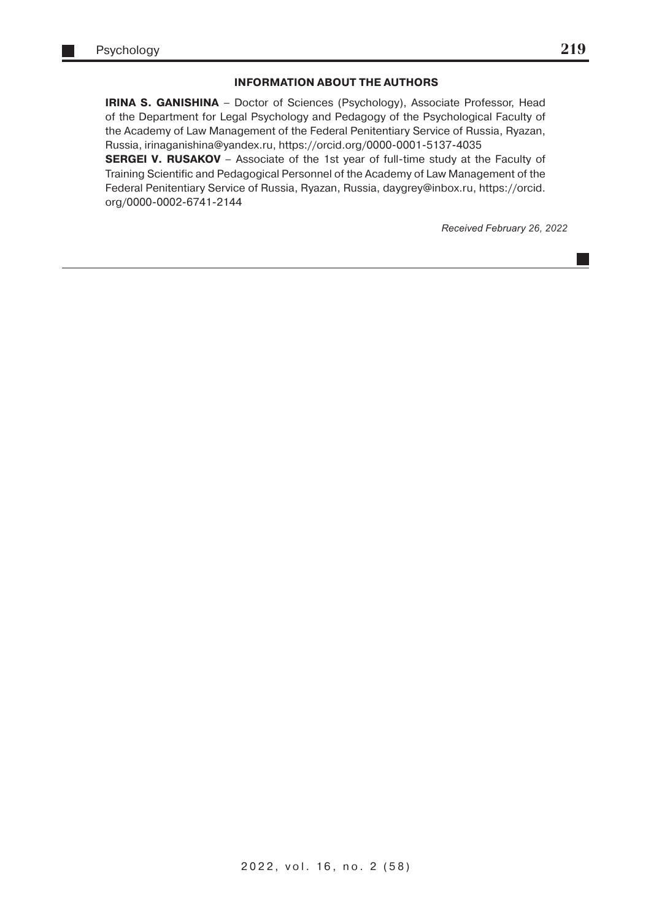#### INFORMATION ABOUT THE AUTHORS

**IRINA S. GANISHINA** – Doctor of Sciences (Psychology), Associate Professor, Head of the Department for Legal Psychology and Pedagogy of the Psychological Faculty of the Academy of Law Management of the Federal Penitentiary Service of Russia, Ryazan, Russia, irinaganishina@yandex.ru, https://orcid.org/0000-0001-5137-4035

**SERGEI V. RUSAKOV** – Associate of the 1st year of full-time study at the Faculty of Training Scientific and Pedagogical Personnel of the Academy of Law Management of the Federal Penitentiary Service of Russia, Ryazan, Russia, daygrey@inbox.ru, https://orcid.org/0000-0002-6741-2144

*Received February 26, 2022*